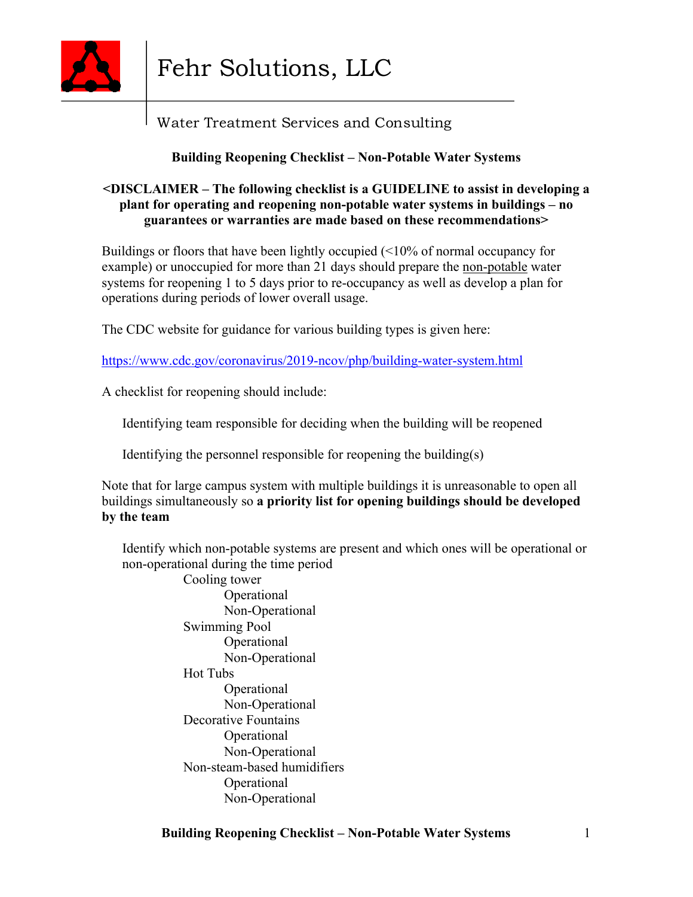# Fehr Solutions, LLC

Water Treatment Services and Consulting

## Building Reopening Checklist – Non-Potable Water Systems

**<DISCLAIMER – The following checklist is a GUIDELINE to assist in developing a plant for operating and reopening non-potable water systems in buildings – no guarantees or warranties are made based on these recommendations>**

Buildings or floors that have been lightly occupied (<10% of normal occupancy for example) or unoccupied for more than 21 days should prepare the non-potable water systems for reopening 1 to 5 days prior to re-occupancy as well as develop a plan for operations during periods of lower overall usage.

The CDC website for guidance for various building types is given here:

https://www.cdc.gov/coronavirus/2019-ncov/php/building-water-system.html

A checklist for reopening should include:

- Identifying team responsible for deciding when the building will be reopened
- Identifying the personnel responsible for reopening the building(s)

Note that for large campus system with multiple buildings it is unreasonable to open all buildings simultaneously so **a priority list for opening buildings should be developed by the team**

- Identify which non-potable systems are present and which ones will be operational or non-operational during the time period
  - Cooling tower
    - Operational
    - Non-Operational
  - Swimming Pool
    - Operational
    - Non-Operational
  - Hot Tubs
    - Operational
    - Non-Operational
  - Decorative Fountains
    - Operational
    - Non-Operational
  - Non-steam-based humidifiers
    - Operational
    - Non-Operational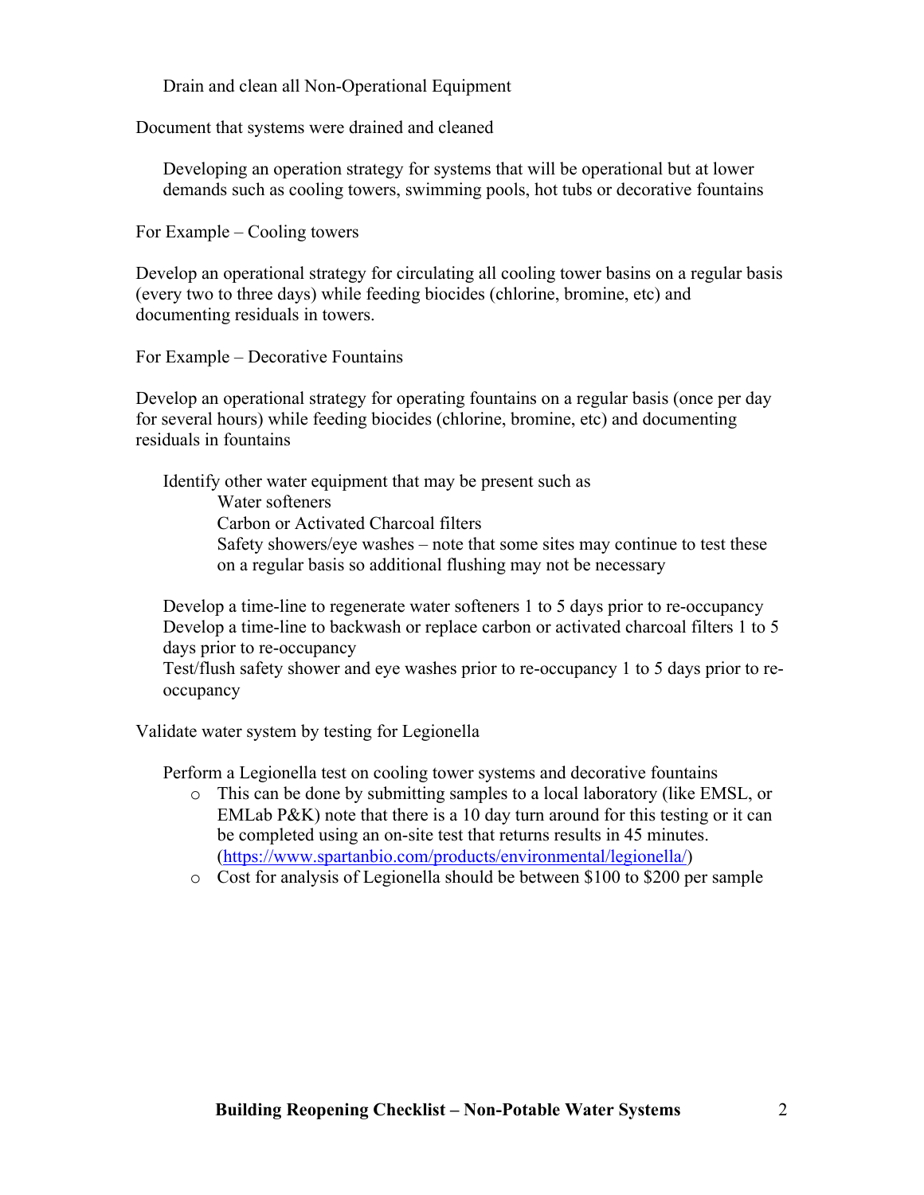Drain and clean all Non-Operational Equipment

Document that systems were drained and cleaned

Developing an operation strategy for systems that will be operational but at lower demands such as cooling towers, swimming pools, hot tubs or decorative fountains

For Example – Cooling towers

Develop an operational strategy for circulating all cooling tower basins on a regular basis (every two to three days) while feeding biocides (chlorine, bromine, etc) and documenting residuals in towers.

For Example – Decorative Fountains

Develop an operational strategy for operating fountains on a regular basis (once per day for several hours) while feeding biocides (chlorine, bromine, etc) and documenting residuals in fountains

Identify other water equipment that may be present such as
- Water softeners
- Carbon or Activated Charcoal filters
- Safety showers/eye washes – note that some sites may continue to test these on a regular basis so additional flushing may not be necessary

Develop a time-line to regenerate water softeners 1 to 5 days prior to re-occupancy
Develop a time-line to backwash or replace carbon or activated charcoal filters 1 to 5 days prior to re-occupancy
Test/flush safety shower and eye washes prior to re-occupancy 1 to 5 days prior to re-occupancy

Validate water system by testing for Legionella

Perform a Legionella test on cooling tower systems and decorative fountains
- This can be done by submitting samples to a local laboratory (like EMSL, or EMLab P&K) note that there is a 10 day turn around for this testing or it can be completed using an on-site test that returns results in 45 minutes. (https://www.spartanbio.com/products/environmental/legionella/)
- Cost for analysis of Legionella should be between $100 to $200 per sample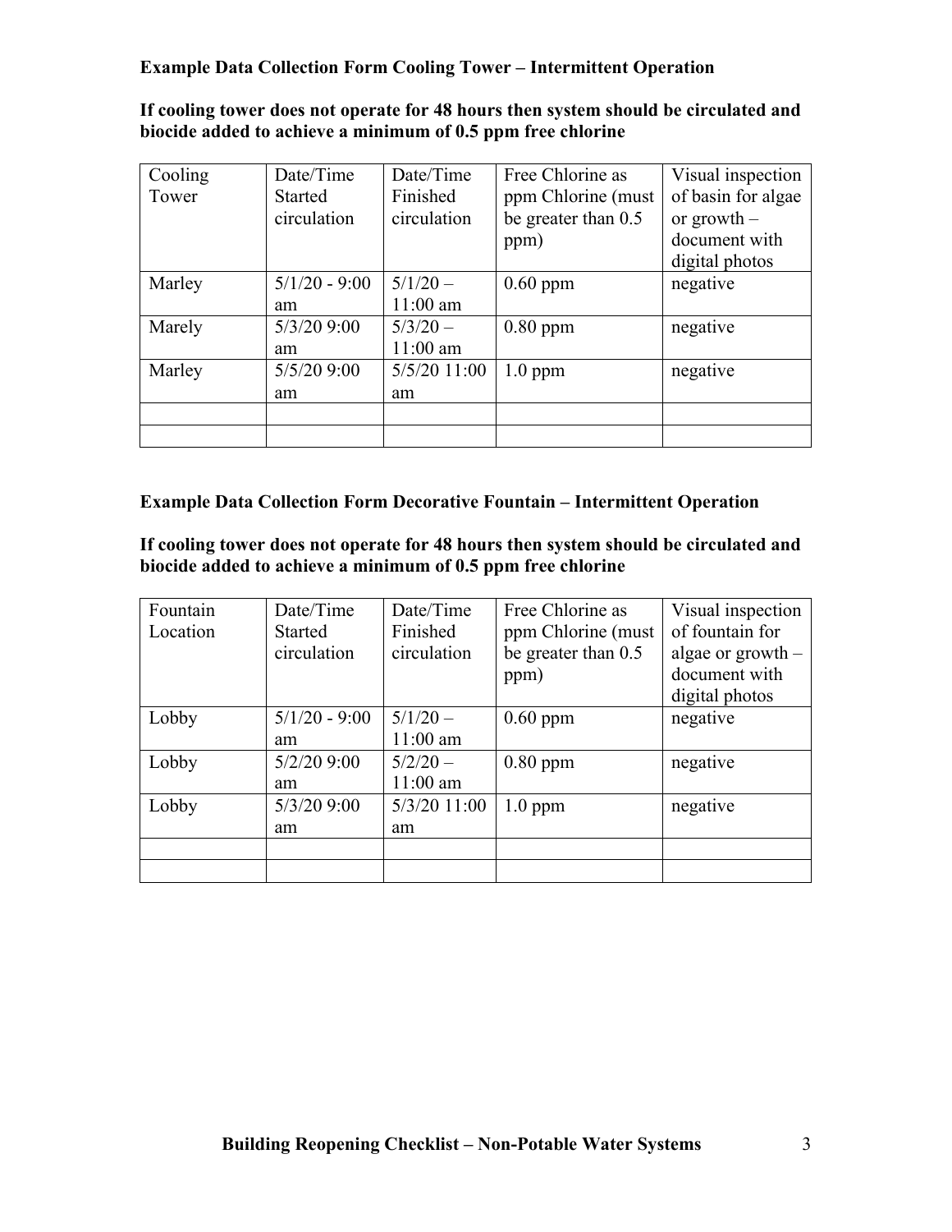**Example Data Collection Form Cooling Tower – Intermittent Operation**

**If cooling tower does not operate for 48 hours then system should be circulated and biocide added to achieve a minimum of 0.5 ppm free chlorine**

| Cooling Tower | Date/Time Started circulation | Date/Time Finished circulation | Free Chlorine as ppm Chlorine (must be greater than 0.5 ppm) | Visual inspection of basin for algae or growth – document with digital photos |
|---|---|---|---|---|
| Marley | 5/1/20 - 9:00 am | 5/1/20 – 11:00 am | 0.60 ppm | negative |
| Marely | 5/3/20 9:00 am | 5/3/20 – 11:00 am | 0.80 ppm | negative |
| Marley | 5/5/20 9:00 am | 5/5/20 11:00 am | 1.0 ppm | negative |
| | | | | |
| | | | | |

**Example Data Collection Form Decorative Fountain – Intermittent Operation**

**If cooling tower does not operate for 48 hours then system should be circulated and biocide added to achieve a minimum of 0.5 ppm free chlorine**

| Fountain Location | Date/Time Started circulation | Date/Time Finished circulation | Free Chlorine as ppm Chlorine (must be greater than 0.5 ppm) | Visual inspection of fountain for algae or growth – document with digital photos |
|---|---|---|---|---|
| Lobby | 5/1/20 - 9:00 am | 5/1/20 – 11:00 am | 0.60 ppm | negative |
| Lobby | 5/2/20 9:00 am | 5/2/20 – 11:00 am | 0.80 ppm | negative |
| Lobby | 5/3/20 9:00 am | 5/3/20 11:00 am | 1.0 ppm | negative |
| | | | | |
| | | | | |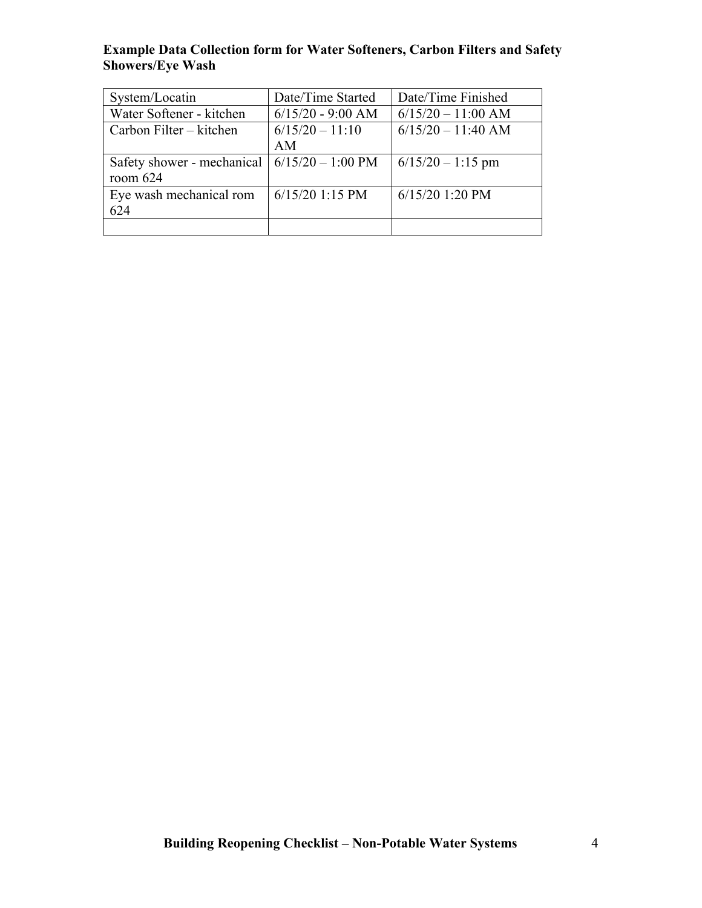**Example Data Collection form for Water Softeners, Carbon Filters and Safety Showers/Eye Wash**

| System/Locatin | Date/Time Started | Date/Time Finished |
|---|---|---|
| Water Softener - kitchen | 6/15/20 - 9:00 AM | 6/15/20 – 11:00 AM |
| Carbon Filter – kitchen | 6/15/20 – 11:10 AM | 6/15/20 – 11:40 AM |
| Safety shower - mechanical room 624 | 6/15/20 – 1:00 PM | 6/15/20 – 1:15 pm |
| Eye wash mechanical rom 624 | 6/15/20 1:15 PM | 6/15/20 1:20 PM |
| | | |

**Building Reopening Checklist – Non-Potable Water Systems**